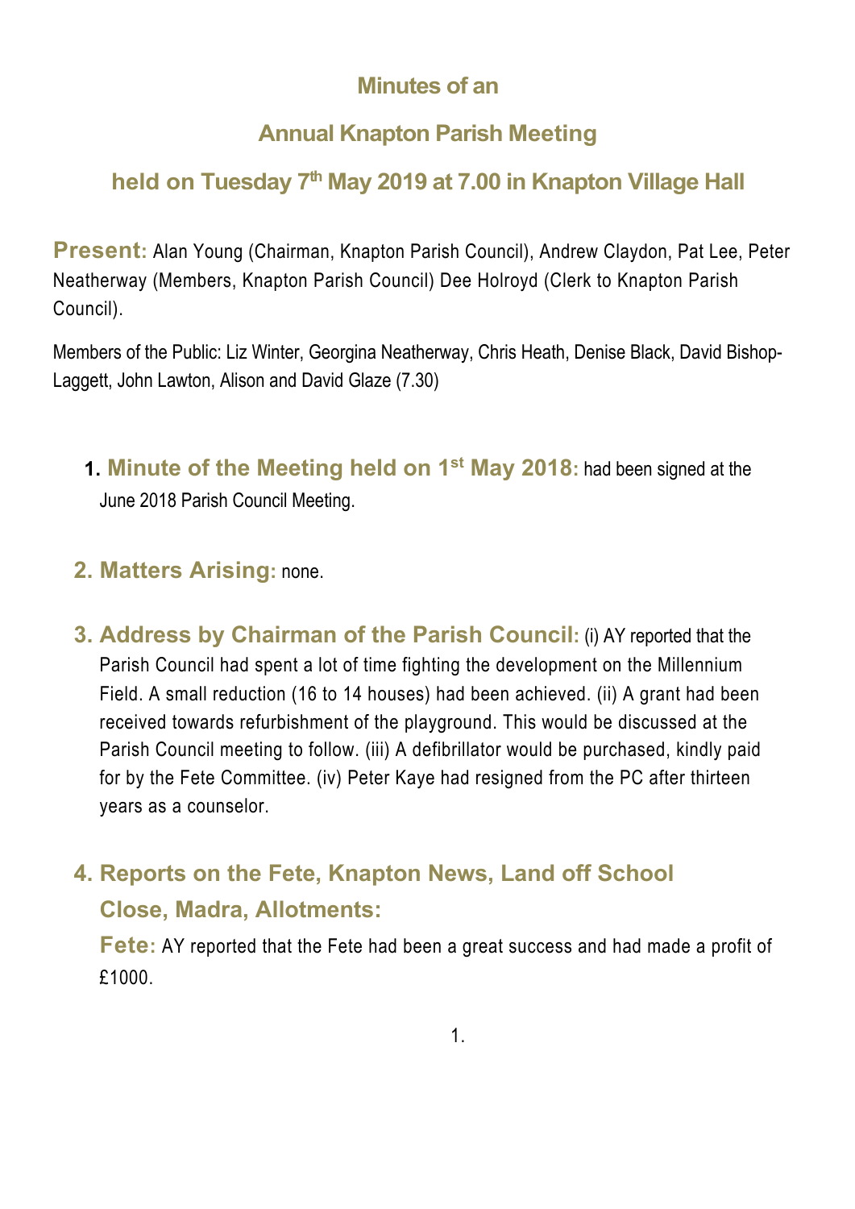# Minutes of an

# Annual Knapton Parish Meeting

## held on Tuesday 7th May 2019 at 7.00 in Knapton Village Hall

**Present:** Alan Young (Chairman, Knapton Parish Council), Andrew Claydon, Pat Lee, Peter Neatherway (Members, Knapton Parish Council) Dee Holroyd (Clerk to Knapton Parish Council).

Members of the Public: Liz Winter, Georgina Neatherway, Chris Heath, Denise Black, David Bishop-Laggett, John Lawton, Alison and David Glaze (7.30)

1. **Minute of the Meeting held on 1st May 2018:** had been signed at the June 2018 Parish Council Meeting.

2. **Matters Arising:** none.

3. **Address by Chairman of the Parish Council:** (i) AY reported that the Parish Council had spent a lot of time fighting the development on the Millennium Field. A small reduction (16 to 14 houses) had been achieved. (ii) A grant had been received towards refurbishment of the playground. This would be discussed at the Parish Council meeting to follow. (iii) A defibrillator would be purchased, kindly paid for by the Fete Committee. (iv) Peter Kaye had resigned from the PC after thirteen years as a counselor.

4. **Reports on the Fete, Knapton News, Land off School Close, Madra, Allotments:**

   **Fete:** AY reported that the Fete had been a great success and had made a profit of £1000.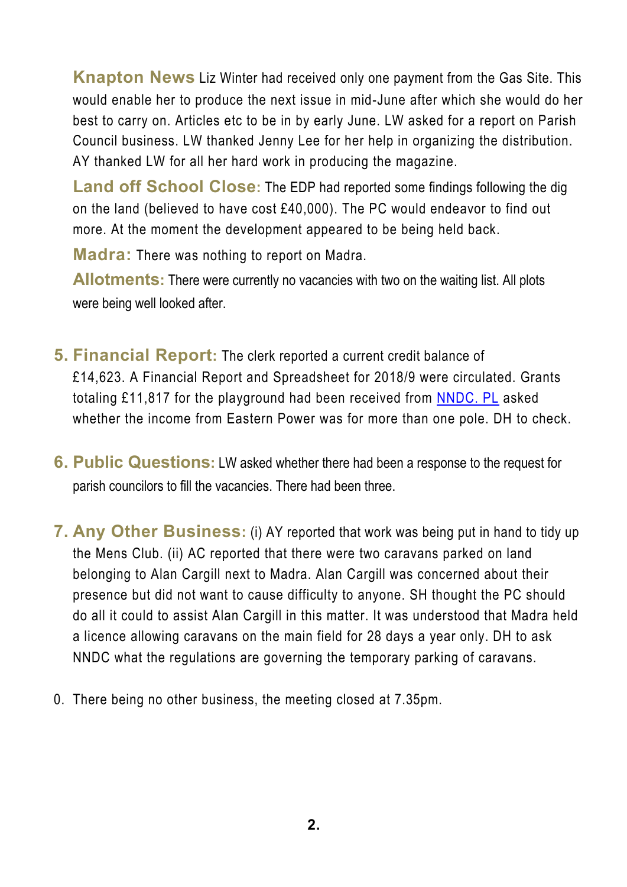**Knapton News** Liz Winter had received only one payment from the Gas Site. This would enable her to produce the next issue in mid-June after which she would do her best to carry on. Articles etc to be in by early June. LW asked for a report on Parish Council business. LW thanked Jenny Lee for her help in organizing the distribution. AY thanked LW for all her hard work in producing the magazine.

**Land off School Close:** The EDP had reported some findings following the dig on the land (believed to have cost £40,000). The PC would endeavor to find out more. At the moment the development appeared to be being held back.

**Madra:** There was nothing to report on Madra.

**Allotments:** There were currently no vacancies with two on the waiting list. All plots were being well looked after.

5. **Financial Report:** The clerk reported a current credit balance of £14,623. A Financial Report and Spreadsheet for 2018/9 were circulated. Grants totaling £11,817 for the playground had been received from NNDC. PL asked whether the income from Eastern Power was for more than one pole. DH to check.

6. **Public Questions:** LW asked whether there had been a response to the request for parish councilors to fill the vacancies. There had been three.

7. **Any Other Business:** (i) AY reported that work was being put in hand to tidy up the Mens Club. (ii) AC reported that there were two caravans parked on land belonging to Alan Cargill next to Madra. Alan Cargill was concerned about their presence but did not want to cause difficulty to anyone. SH thought the PC should do all it could to assist Alan Cargill in this matter. It was understood that Madra held a licence allowing caravans on the main field for 28 days a year only. DH to ask NNDC what the regulations are governing the temporary parking of caravans.

0. There being no other business, the meeting closed at 7.35pm.